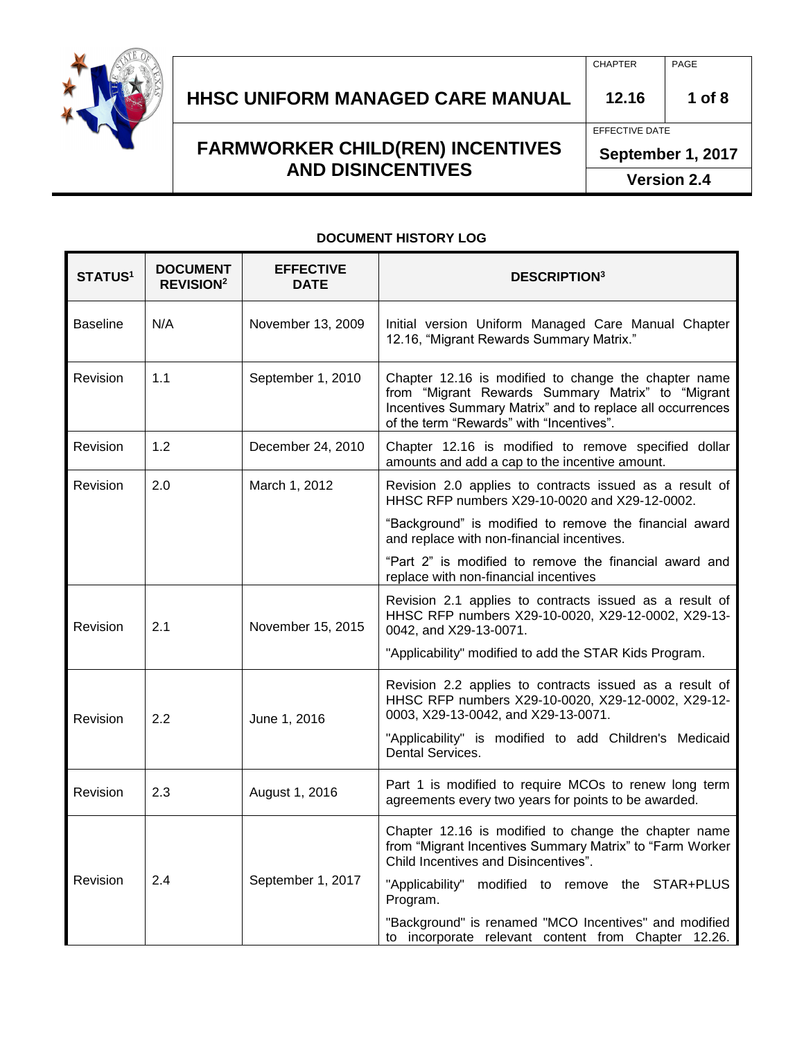# HHSC UNIFORM MANAGED CARE MANUAL

| CHAPTER | PAGE |
|---|---|
| 12.16 | 1 of 8 |

## FARMWORKER CHILD(REN) INCENTIVES AND DISINCENTIVES

EFFECTIVE DATE: **September 1, 2017**

**Version 2.4**

### DOCUMENT HISTORY LOG

| STATUS[1] | DOCUMENT REVISION[2] | EFFECTIVE DATE | DESCRIPTION[3] |
|---|---|---|---|
| Baseline | N/A | November 13, 2009 | Initial version Uniform Managed Care Manual Chapter 12.16, "Migrant Rewards Summary Matrix." |
| Revision | 1.1 | September 1, 2010 | Chapter 12.16 is modified to change the chapter name from "Migrant Rewards Summary Matrix" to "Migrant Incentives Summary Matrix" and to replace all occurrences of the term "Rewards" with "Incentives". |
| Revision | 1.2 | December 24, 2010 | Chapter 12.16 is modified to remove specified dollar amounts and add a cap to the incentive amount. |
| Revision | 2.0 | March 1, 2012 | Revision 2.0 applies to contracts issued as a result of HHSC RFP numbers X29-10-0020 and X29-12-0002.<br><br>"Background" is modified to remove the financial award and replace with non-financial incentives.<br><br>"Part 2" is modified to remove the financial award and replace with non-financial incentives |
| Revision | 2.1 | November 15, 2015 | Revision 2.1 applies to contracts issued as a result of HHSC RFP numbers X29-10-0020, X29-12-0002, X29-13-0042, and X29-13-0071.<br><br>"Applicability" modified to add the STAR Kids Program. |
| Revision | 2.2 | June 1, 2016 | Revision 2.2 applies to contracts issued as a result of HHSC RFP numbers X29-10-0020, X29-12-0002, X29-12-0003, X29-13-0042, and X29-13-0071.<br><br>"Applicability" is modified to add Children's Medicaid Dental Services. |
| Revision | 2.3 | August 1, 2016 | Part 1 is modified to require MCOs to renew long term agreements every two years for points to be awarded. |
| Revision | 2.4 | September 1, 2017 | Chapter 12.16 is modified to change the chapter name from "Migrant Incentives Summary Matrix" to "Farm Worker Child Incentives and Disincentives".<br><br>"Applicability" modified to remove the STAR+PLUS Program.<br><br>"Background" is renamed "MCO Incentives" and modified to incorporate relevant content from Chapter 12.26. |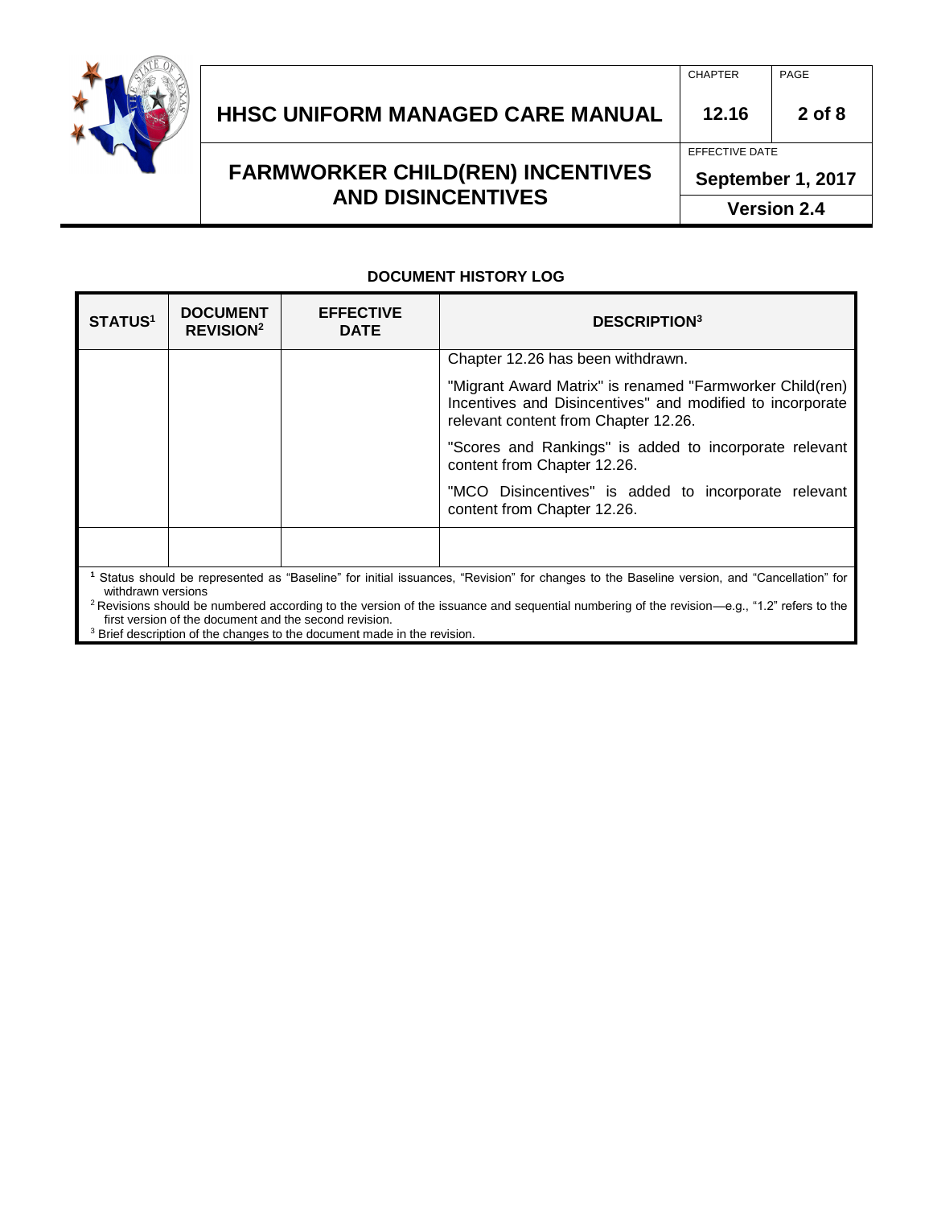**DOCUMENT HISTORY LOG**

| STATUS[1] | DOCUMENT REVISION[2] | EFFECTIVE DATE | DESCRIPTION[3] |
|---|---|---|---|
| | | | Chapter 12.26 has been withdrawn.<br><br>"Migrant Award Matrix" is renamed "Farmworker Child(ren) Incentives and Disincentives" and modified to incorporate relevant content from Chapter 12.26.<br><br>"Scores and Rankings" is added to incorporate relevant content from Chapter 12.26.<br><br>"MCO Disincentives" is added to incorporate relevant content from Chapter 12.26. |
| | | | |

[1] Status should be represented as "Baseline" for initial issuances, "Revision" for changes to the Baseline version, and "Cancellation" for withdrawn versions

[2] Revisions should be numbered according to the version of the issuance and sequential numbering of the revision—e.g., "1.2" refers to the first version of the document and the second revision.

[3] Brief description of the changes to the document made in the revision.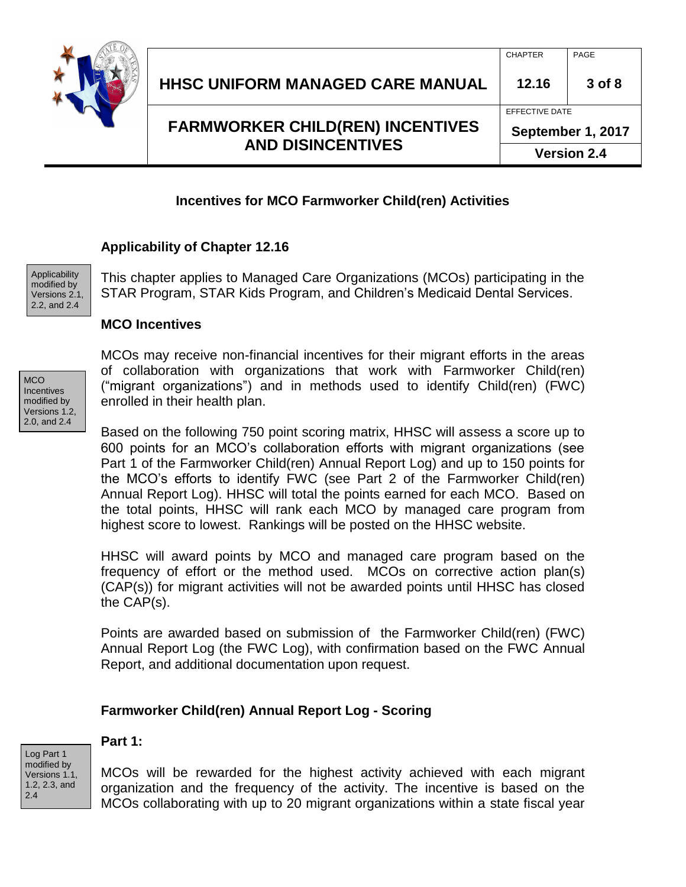## Incentives for MCO Farmworker Child(ren) Activities

### Applicability of Chapter 12.16

Applicability modified by Versions 2.1, 2.2, and 2.4

This chapter applies to Managed Care Organizations (MCOs) participating in the STAR Program, STAR Kids Program, and Children's Medicaid Dental Services.

### MCO Incentives

MCO Incentives modified by Versions 1.2, 2.0, and 2.4

MCOs may receive non-financial incentives for their migrant efforts in the areas of collaboration with organizations that work with Farmworker Child(ren) ("migrant organizations") and in methods used to identify Child(ren) (FWC) enrolled in their health plan.

Based on the following 750 point scoring matrix, HHSC will assess a score up to 600 points for an MCO's collaboration efforts with migrant organizations (see Part 1 of the Farmworker Child(ren) Annual Report Log) and up to 150 points for the MCO's efforts to identify FWC (see Part 2 of the Farmworker Child(ren) Annual Report Log). HHSC will total the points earned for each MCO. Based on the total points, HHSC will rank each MCO by managed care program from highest score to lowest. Rankings will be posted on the HHSC website.

HHSC will award points by MCO and managed care program based on the frequency of effort or the method used. MCOs on corrective action plan(s) (CAP(s)) for migrant activities will not be awarded points until HHSC has closed the CAP(s).

Points are awarded based on submission of the Farmworker Child(ren) (FWC) Annual Report Log (the FWC Log), with confirmation based on the FWC Annual Report, and additional documentation upon request.

### Farmworker Child(ren) Annual Report Log - Scoring

**Part 1:**

Log Part 1 modified by Versions 1.1, 1.2, 2.3, and 2.4

MCOs will be rewarded for the highest activity achieved with each migrant organization and the frequency of the activity. The incentive is based on the MCOs collaborating with up to 20 migrant organizations within a state fiscal year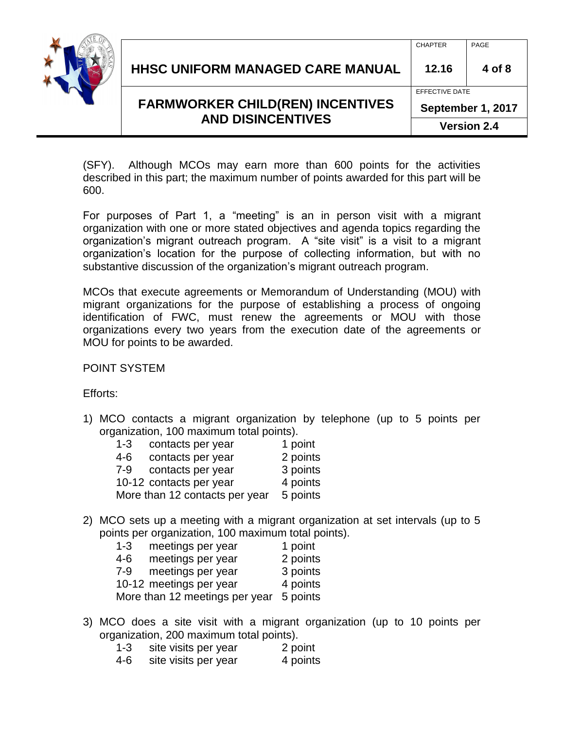(SFY). Although MCOs may earn more than 600 points for the activities described in this part; the maximum number of points awarded for this part will be 600.

For purposes of Part 1, a “meeting” is an in person visit with a migrant organization with one or more stated objectives and agenda topics regarding the organization’s migrant outreach program. A “site visit” is a visit to a migrant organization’s location for the purpose of collecting information, but with no substantive discussion of the organization’s migrant outreach program.

MCOs that execute agreements or Memorandum of Understanding (MOU) with migrant organizations for the purpose of establishing a process of ongoing identification of FWC, must renew the agreements or MOU with those organizations every two years from the execution date of the agreements or MOU for points to be awarded.

POINT SYSTEM

Efforts:

1) MCO contacts a migrant organization by telephone (up to 5 points per organization, 100 maximum total points).

| | |
|---|---|
| 1-3 contacts per year | 1 point |
| 4-6 contacts per year | 2 points |
| 7-9 contacts per year | 3 points |
| 10-12 contacts per year | 4 points |
| More than 12 contacts per year | 5 points |

2) MCO sets up a meeting with a migrant organization at set intervals (up to 5 points per organization, 100 maximum total points).

| | |
|---|---|
| 1-3 meetings per year | 1 point |
| 4-6 meetings per year | 2 points |
| 7-9 meetings per year | 3 points |
| 10-12 meetings per year | 4 points |
| More than 12 meetings per year | 5 points |

3) MCO does a site visit with a migrant organization (up to 10 points per organization, 200 maximum total points).

| | |
|---|---|
| 1-3 site visits per year | 2 point |
| 4-6 site visits per year | 4 points |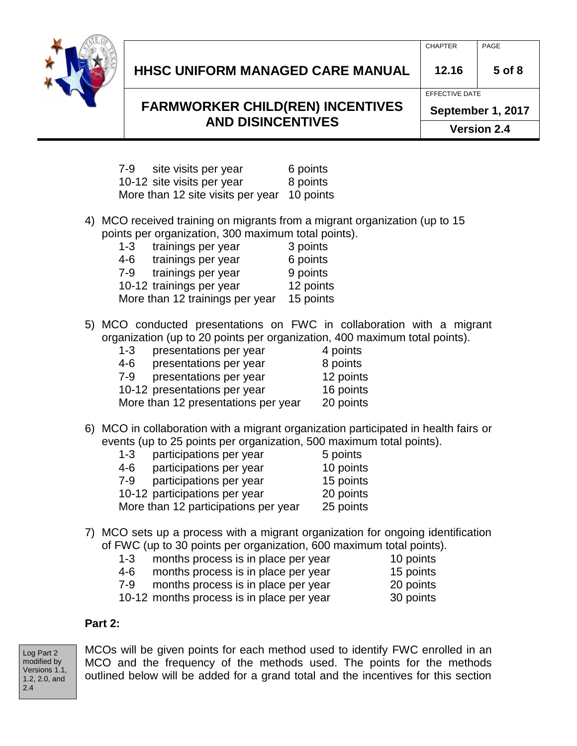| | |
|---|---|
| 7-9 site visits per year | 6 points |
| 10-12 site visits per year | 8 points |
| More than 12 site visits per year | 10 points |

4) MCO received training on migrants from a migrant organization (up to 15 points per organization, 300 maximum total points).

| | |
|---|---|
| 1-3 trainings per year | 3 points |
| 4-6 trainings per year | 6 points |
| 7-9 trainings per year | 9 points |
| 10-12 trainings per year | 12 points |
| More than 12 trainings per year | 15 points |

5) MCO conducted presentations on FWC in collaboration with a migrant organization (up to 20 points per organization, 400 maximum total points).

| | |
|---|---|
| 1-3 presentations per year | 4 points |
| 4-6 presentations per year | 8 points |
| 7-9 presentations per year | 12 points |
| 10-12 presentations per year | 16 points |
| More than 12 presentations per year | 20 points |

6) MCO in collaboration with a migrant organization participated in health fairs or events (up to 25 points per organization, 500 maximum total points).

| | |
|---|---|
| 1-3 participations per year | 5 points |
| 4-6 participations per year | 10 points |
| 7-9 participations per year | 15 points |
| 10-12 participations per year | 20 points |
| More than 12 participations per year | 25 points |

7) MCO sets up a process with a migrant organization for ongoing identification of FWC (up to 30 points per organization, 600 maximum total points).

| | |
|---|---|
| 1-3 months process is in place per year | 10 points |
| 4-6 months process is in place per year | 15 points |
| 7-9 months process is in place per year | 20 points |
| 10-12 months process is in place per year | 30 points |

**Part 2:**

Log Part 2 modified by Versions 1.1, 1.2, 2.0, and 2.4

MCOs will be given points for each method used to identify FWC enrolled in an MCO and the frequency of the methods used. The points for the methods outlined below will be added for a grand total and the incentives for this section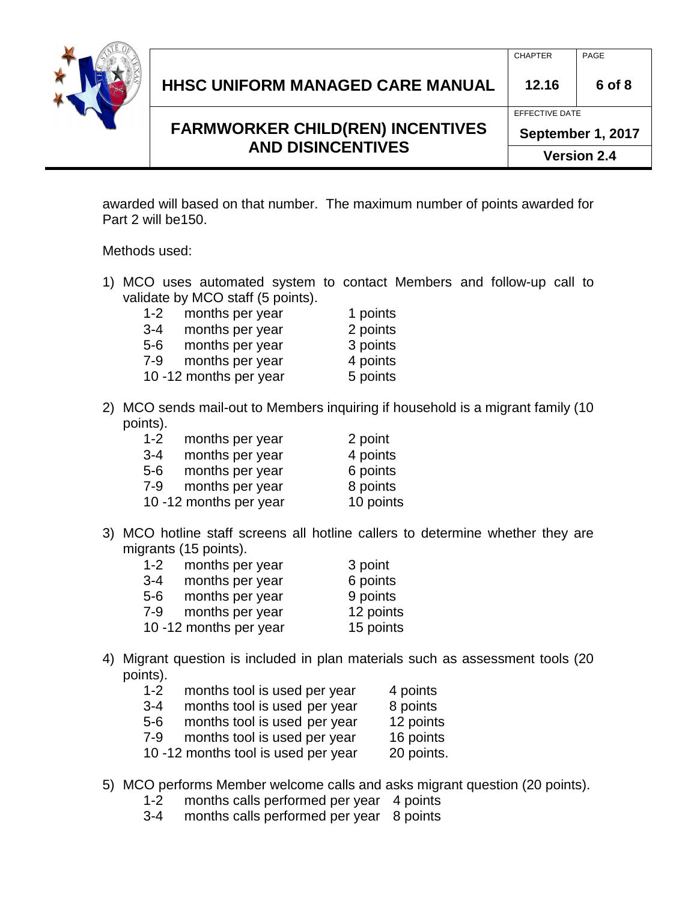awarded will based on that number. The maximum number of points awarded for Part 2 will be150.

Methods used:

1) MCO uses automated system to contact Members and follow-up call to validate by MCO staff (5 points).

| | |
|---|---|
| 1-2 months per year | 1 points |
| 3-4 months per year | 2 points |
| 5-6 months per year | 3 points |
| 7-9 months per year | 4 points |
| 10 -12 months per year | 5 points |

2) MCO sends mail-out to Members inquiring if household is a migrant family (10 points).

| | |
|---|---|
| 1-2 months per year | 2 point |
| 3-4 months per year | 4 points |
| 5-6 months per year | 6 points |
| 7-9 months per year | 8 points |
| 10 -12 months per year | 10 points |

3) MCO hotline staff screens all hotline callers to determine whether they are migrants (15 points).

| | |
|---|---|
| 1-2 months per year | 3 point |
| 3-4 months per year | 6 points |
| 5-6 months per year | 9 points |
| 7-9 months per year | 12 points |
| 10 -12 months per year | 15 points |

4) Migrant question is included in plan materials such as assessment tools (20 points).

| | |
|---|---|
| 1-2 months tool is used per year | 4 points |
| 3-4 months tool is used per year | 8 points |
| 5-6 months tool is used per year | 12 points |
| 7-9 months tool is used per year | 16 points |
| 10 -12 months tool is used per year | 20 points. |

5) MCO performs Member welcome calls and asks migrant question (20 points).

| | |
|---|---|
| 1-2 months calls performed per year | 4 points |
| 3-4 months calls performed per year | 8 points |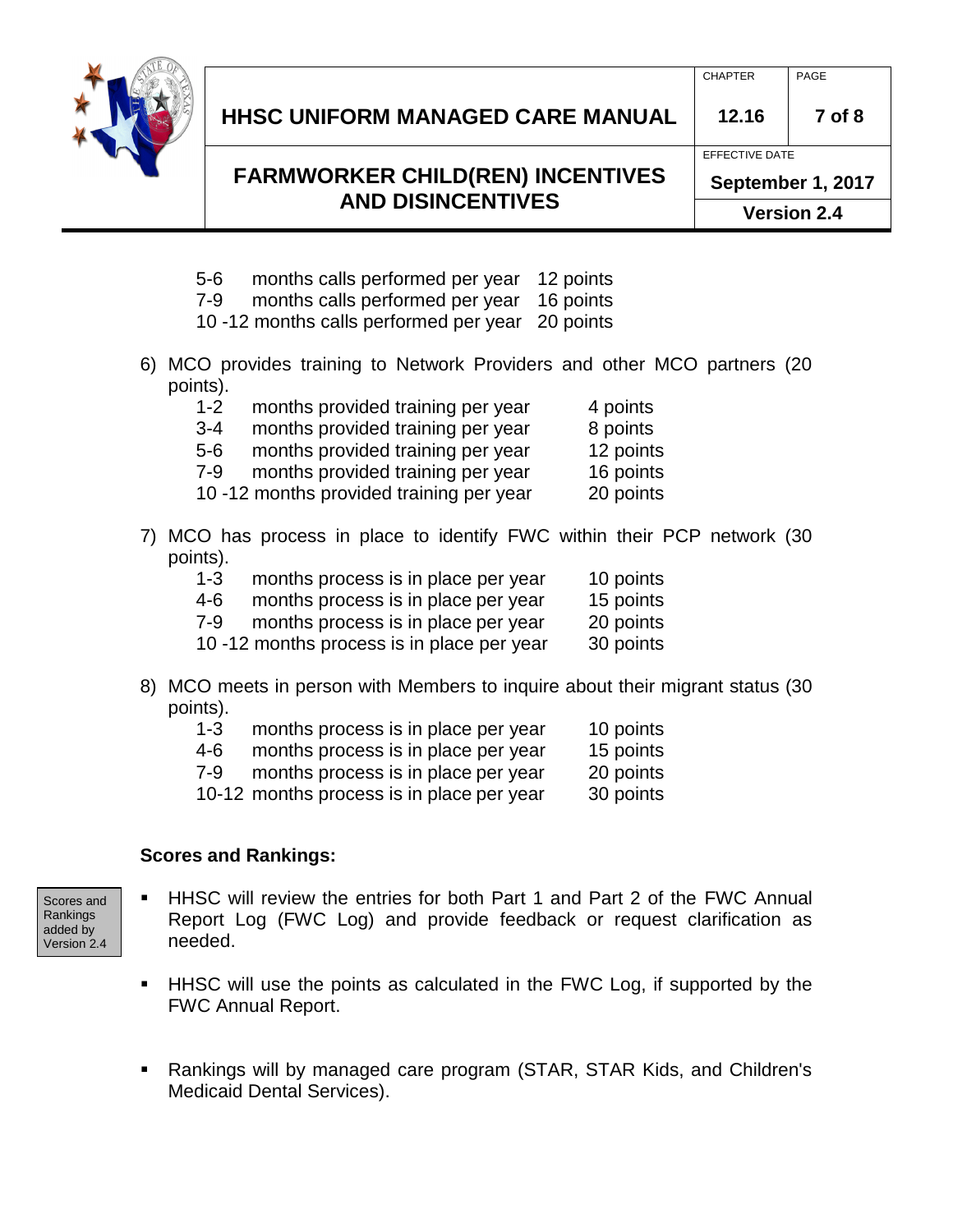5-6 months calls performed per year 12 points
7-9 months calls performed per year 16 points
10 -12 months calls performed per year 20 points

6) MCO provides training to Network Providers and other MCO partners (20 points).

| | | |
|---|---|---|
| 1-2 | months provided training per year | 4 points |
| 3-4 | months provided training per year | 8 points |
| 5-6 | months provided training per year | 12 points |
| 7-9 | months provided training per year | 16 points |
| 10 -12 | months provided training per year | 20 points |

7) MCO has process in place to identify FWC within their PCP network (30 points).

| | | |
|---|---|---|
| 1-3 | months process is in place per year | 10 points |
| 4-6 | months process is in place per year | 15 points |
| 7-9 | months process is in place per year | 20 points |
| 10 -12 | months process is in place per year | 30 points |

8) MCO meets in person with Members to inquire about their migrant status (30 points).

| | | |
|---|---|---|
| 1-3 | months process is in place per year | 10 points |
| 4-6 | months process is in place per year | 15 points |
| 7-9 | months process is in place per year | 20 points |
| 10-12 | months process is in place per year | 30 points |

**Scores and Rankings:**

Scores and Rankings added by Version 2.4

- HHSC will review the entries for both Part 1 and Part 2 of the FWC Annual Report Log (FWC Log) and provide feedback or request clarification as needed.
- HHSC will use the points as calculated in the FWC Log, if supported by the FWC Annual Report.
- Rankings will by managed care program (STAR, STAR Kids, and Children's Medicaid Dental Services).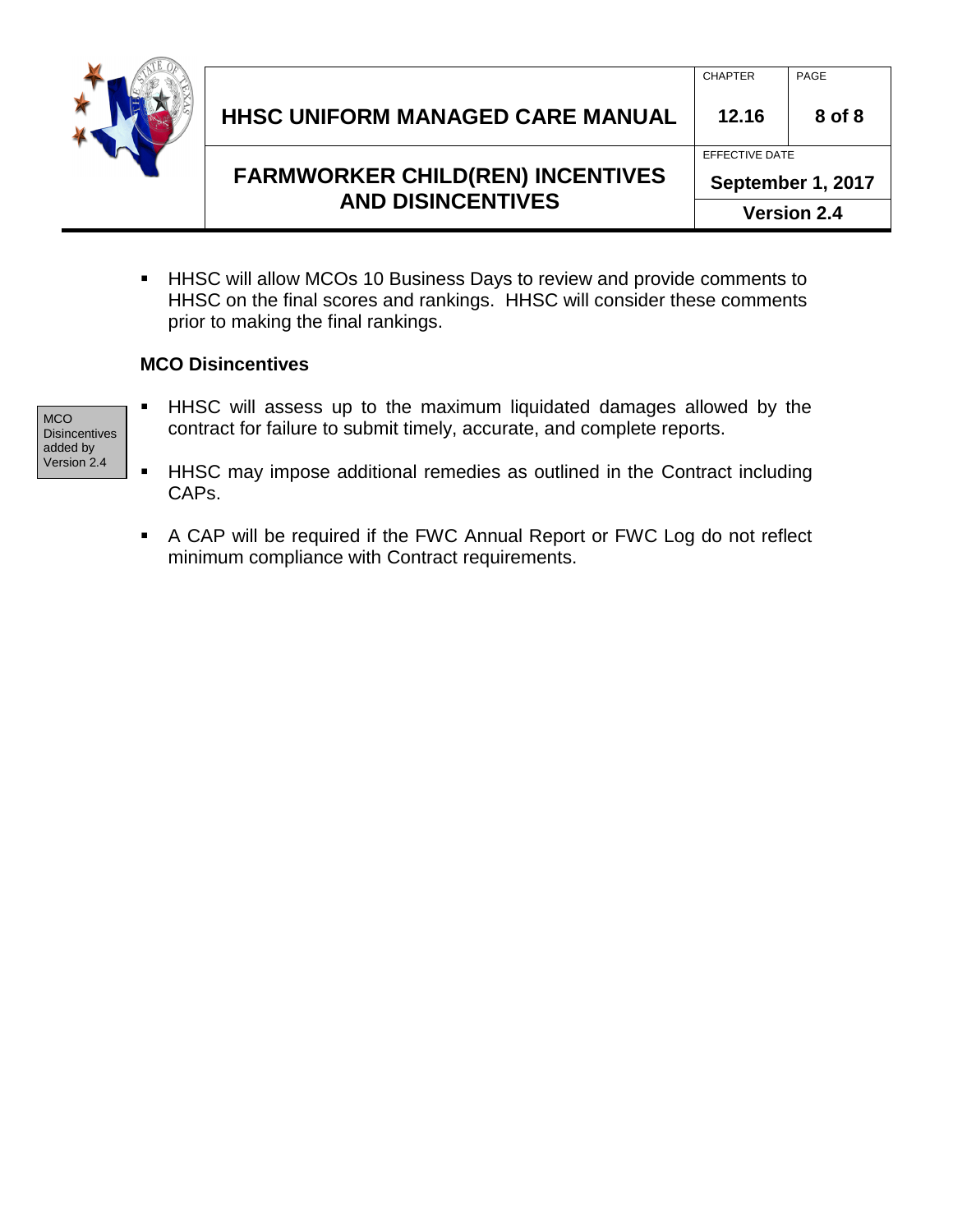- HHSC will allow MCOs 10 Business Days to review and provide comments to HHSC on the final scores and rankings. HHSC will consider these comments prior to making the final rankings.

### MCO Disincentives

MCO Disincentives added by Version 2.4

- HHSC will assess up to the maximum liquidated damages allowed by the contract for failure to submit timely, accurate, and complete reports.
- HHSC may impose additional remedies as outlined in the Contract including CAPs.
- A CAP will be required if the FWC Annual Report or FWC Log do not reflect minimum compliance with Contract requirements.